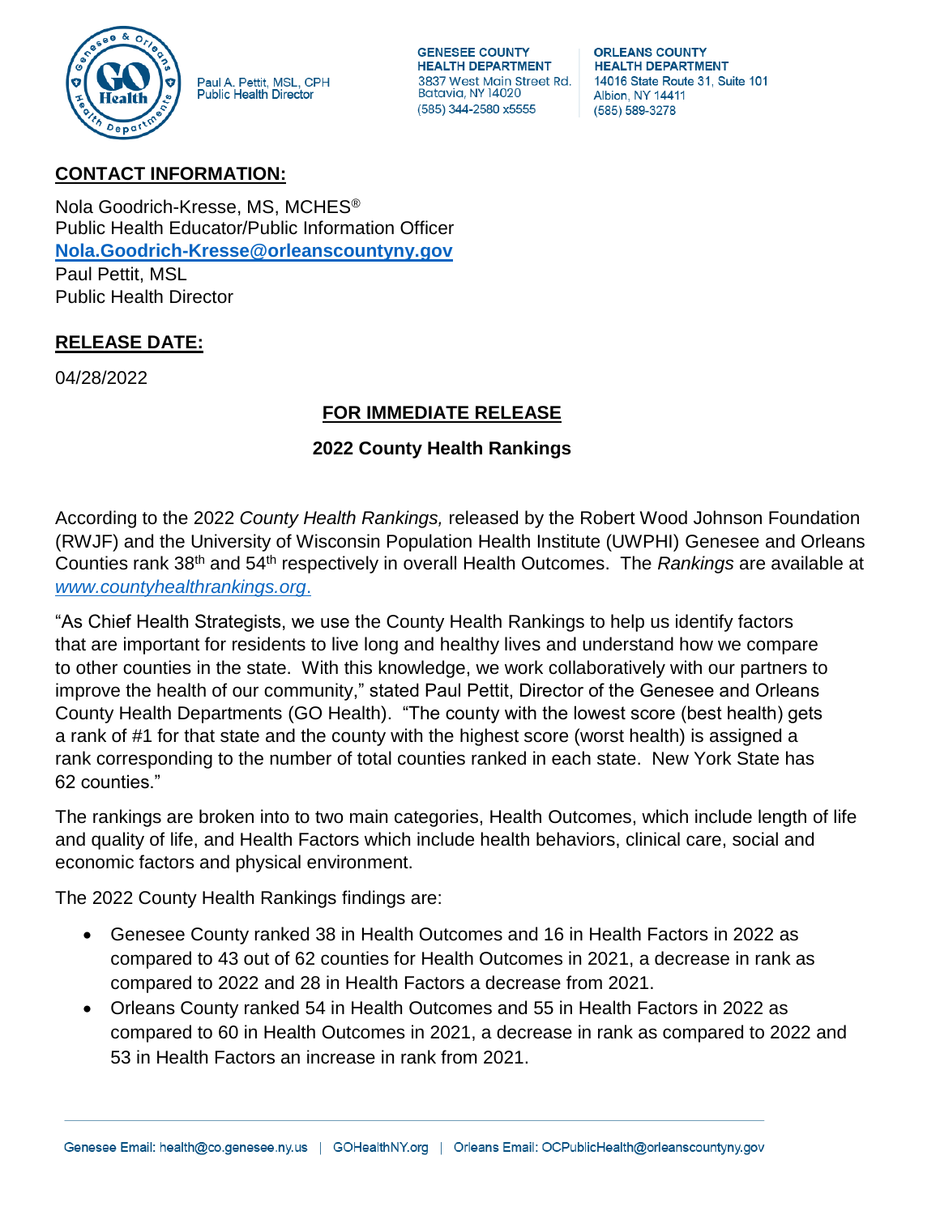Paul A. Pettit, MSL, CPH
Public Health Director

**GENESEE COUNTY HEALTH DEPARTMENT**
3837 West Main Street Rd.
Batavia, NY 14020
(585) 344-2580 x5555

**ORLEANS COUNTY HEALTH DEPARTMENT**
14016 State Route 31, Suite 101
Albion, NY 14411
(585) 589-3278

## CONTACT INFORMATION:

Nola Goodrich-Kresse, MS, MCHES®
Public Health Educator/Public Information Officer
**Nola.Goodrich-Kresse@orleanscountyny.gov**
Paul Pettit, MSL
Public Health Director

## RELEASE DATE:

04/28/2022

### FOR IMMEDIATE RELEASE

**2022 County Health Rankings**

According to the 2022 *County Health Rankings,* released by the Robert Wood Johnson Foundation (RWJF) and the University of Wisconsin Population Health Institute (UWPHI) Genesee and Orleans Counties rank 38th and 54th respectively in overall Health Outcomes. The *Rankings* are available at *www.countyhealthrankings.org*.

"As Chief Health Strategists, we use the County Health Rankings to help us identify factors that are important for residents to live long and healthy lives and understand how we compare to other counties in the state. With this knowledge, we work collaboratively with our partners to improve the health of our community," stated Paul Pettit, Director of the Genesee and Orleans County Health Departments (GO Health). "The county with the lowest score (best health) gets a rank of #1 for that state and the county with the highest score (worst health) is assigned a rank corresponding to the number of total counties ranked in each state. New York State has 62 counties."

The rankings are broken into to two main categories, Health Outcomes, which include length of life and quality of life, and Health Factors which include health behaviors, clinical care, social and economic factors and physical environment.

The 2022 County Health Rankings findings are:

- Genesee County ranked 38 in Health Outcomes and 16 in Health Factors in 2022 as compared to 43 out of 62 counties for Health Outcomes in 2021, a decrease in rank as compared to 2022 and 28 in Health Factors a decrease from 2021.
- Orleans County ranked 54 in Health Outcomes and 55 in Health Factors in 2022 as compared to 60 in Health Outcomes in 2021, a decrease in rank as compared to 2022 and 53 in Health Factors an increase in rank from 2021.

Genesee Email: health@co.genesee.ny.us | GOHealthNY.org | Orleans Email: OCPublicHealth@orleanscountyny.gov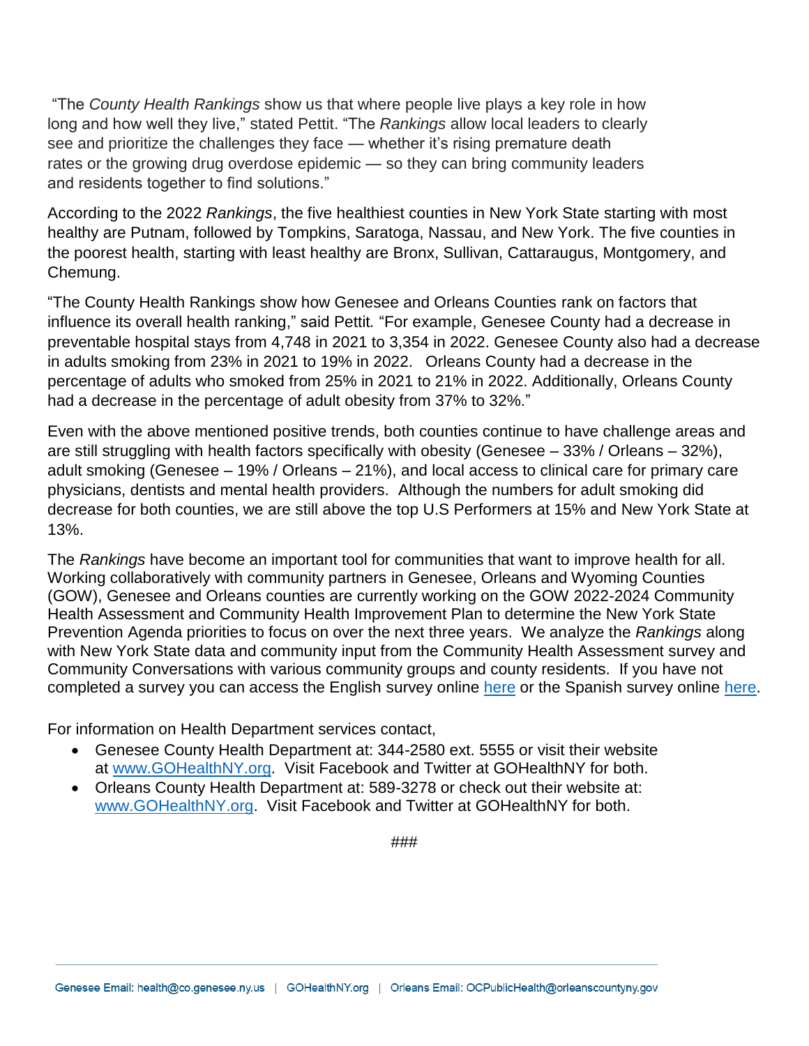"The *County Health Rankings* show us that where people live plays a key role in how long and how well they live," stated Pettit. "The *Rankings* allow local leaders to clearly see and prioritize the challenges they face — whether it's rising premature death rates or the growing drug overdose epidemic — so they can bring community leaders and residents together to find solutions."

According to the 2022 *Rankings*, the five healthiest counties in New York State starting with most healthy are Putnam, followed by Tompkins, Saratoga, Nassau, and New York. The five counties in the poorest health, starting with least healthy are Bronx, Sullivan, Cattaraugus, Montgomery, and Chemung.

"The County Health Rankings show how Genesee and Orleans Counties rank on factors that influence its overall health ranking," said Pettit. "For example, Genesee County had a decrease in preventable hospital stays from 4,748 in 2021 to 3,354 in 2022. Genesee County also had a decrease in adults smoking from 23% in 2021 to 19% in 2022. Orleans County had a decrease in the percentage of adults who smoked from 25% in 2021 to 21% in 2022. Additionally, Orleans County had a decrease in the percentage of adult obesity from 37% to 32%."

Even with the above mentioned positive trends, both counties continue to have challenge areas and are still struggling with health factors specifically with obesity (Genesee – 33% / Orleans – 32%), adult smoking (Genesee – 19% / Orleans – 21%), and local access to clinical care for primary care physicians, dentists and mental health providers. Although the numbers for adult smoking did decrease for both counties, we are still above the top U.S Performers at 15% and New York State at 13%.

The *Rankings* have become an important tool for communities that want to improve health for all. Working collaboratively with community partners in Genesee, Orleans and Wyoming Counties (GOW), Genesee and Orleans counties are currently working on the GOW 2022-2024 Community Health Assessment and Community Health Improvement Plan to determine the New York State Prevention Agenda priorities to focus on over the next three years. We analyze the *Rankings* along with New York State data and community input from the Community Health Assessment survey and Community Conversations with various community groups and county residents. If you have not completed a survey you can access the English survey online here or the Spanish survey online here.

For information on Health Department services contact,

- Genesee County Health Department at: 344-2580 ext. 5555 or visit their website at www.GOHealthNY.org. Visit Facebook and Twitter at GOHealthNY for both.
- Orleans County Health Department at: 589-3278 or check out their website at: www.GOHealthNY.org. Visit Facebook and Twitter at GOHealthNY for both.

###

Genesee Email: health@co.genesee.ny.us | GOHealthNY.org | Orleans Email: OCPublicHealth@orleanscountyny.gov